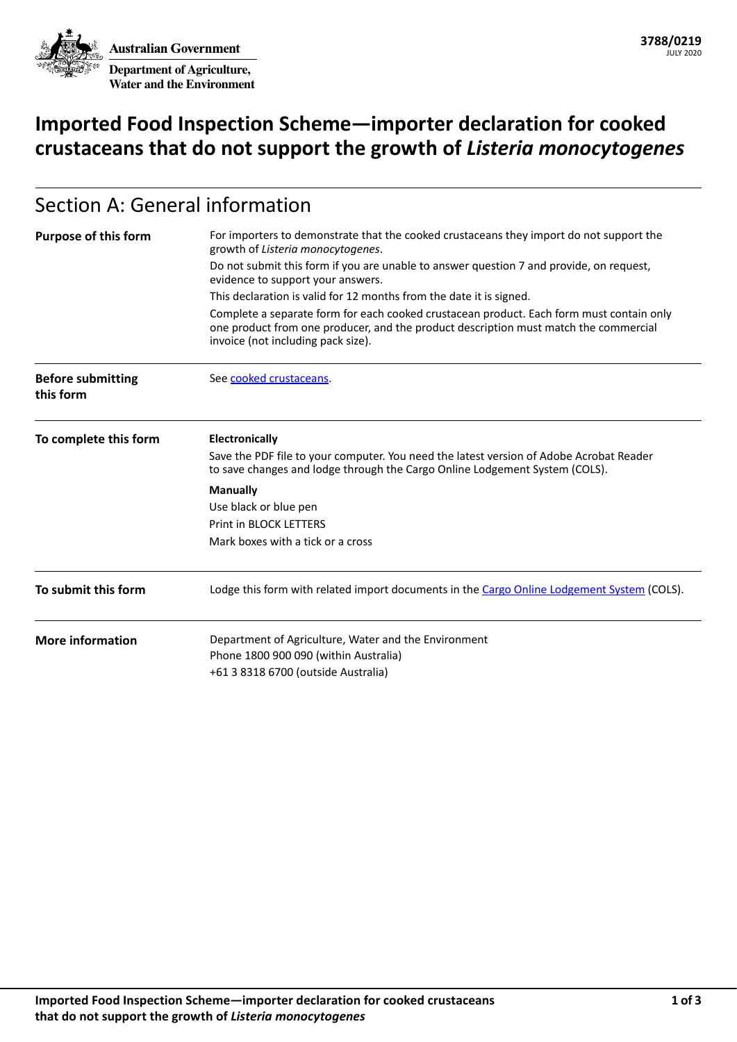Australian Government

Department of Agriculture, Water and the Environment

3788/0219
JULY 2020

# Imported Food Inspection Scheme—importer declaration for cooked crustaceans that do not support the growth of *Listeria monocytogenes*

## Section A: General information

| | |
|---|---|
| **Purpose of this form** | For importers to demonstrate that the cooked crustaceans they import do not support the growth of *Listeria monocytogenes*.<br>Do not submit this form if you are unable to answer question 7 and provide, on request, evidence to support your answers.<br>This declaration is valid for 12 months from the date it is signed.<br>Complete a separate form for each cooked crustacean product. Each form must contain only one product from one producer, and the product description must match the commercial invoice (not including pack size). |
| **Before submitting this form** | See cooked crustaceans. |
| **To complete this form** | **Electronically**<br>Save the PDF file to your computer. You need the latest version of Adobe Acrobat Reader to save changes and lodge through the Cargo Online Lodgement System (COLS).<br>**Manually**<br>Use black or blue pen<br>Print in BLOCK LETTERS<br>Mark boxes with a tick or a cross |
| **To submit this form** | Lodge this form with related import documents in the Cargo Online Lodgement System (COLS). |
| **More information** | Department of Agriculture, Water and the Environment<br>Phone 1800 900 090 (within Australia)<br>+61 3 8318 6700 (outside Australia) |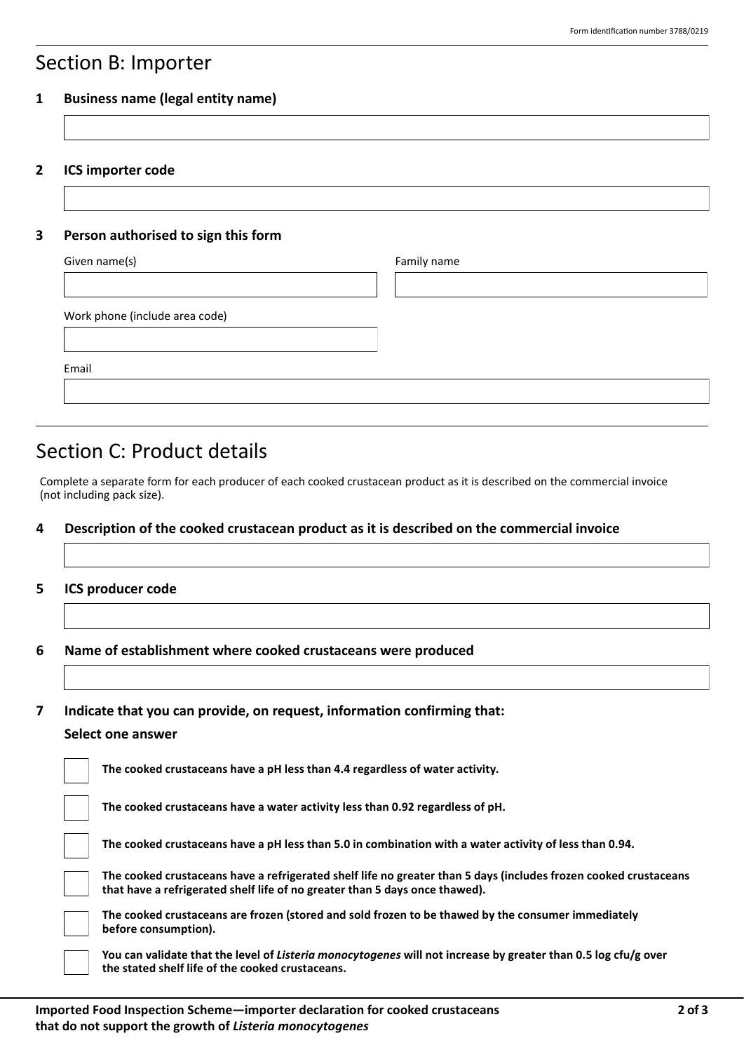Form identification number 3788/0219

## Section B: Importer

**1 Business name (legal entity name)**

**2 ICS importer code**

**3 Person authorised to sign this form**

Given name(s)

Family name

Work phone (include area code)

Email

## Section C: Product details

Complete a separate form for each producer of each cooked crustacean product as it is described on the commercial invoice (not including pack size).

**4 Description of the cooked crustacean product as it is described on the commercial invoice**

**5 ICS producer code**

**6 Name of establishment where cooked crustaceans were produced**

**7 Indicate that you can provide, on request, information confirming that:**

**Select one answer**

- [ ] **The cooked crustaceans have a pH less than 4.4 regardless of water activity.**
- [ ] **The cooked crustaceans have a water activity less than 0.92 regardless of pH.**
- [ ] **The cooked crustaceans have a pH less than 5.0 in combination with a water activity of less than 0.94.**
- [ ] **The cooked crustaceans have a refrigerated shelf life no greater than 5 days (includes frozen cooked crustaceans that have a refrigerated shelf life of no greater than 5 days once thawed).**
- [ ] **The cooked crustaceans are frozen (stored and sold frozen to be thawed by the consumer immediately before consumption).**
- [ ] **You can validate that the level of *Listeria monocytogenes* will not increase by greater than 0.5 log cfu/g over the stated shelf life of the cooked crustaceans.**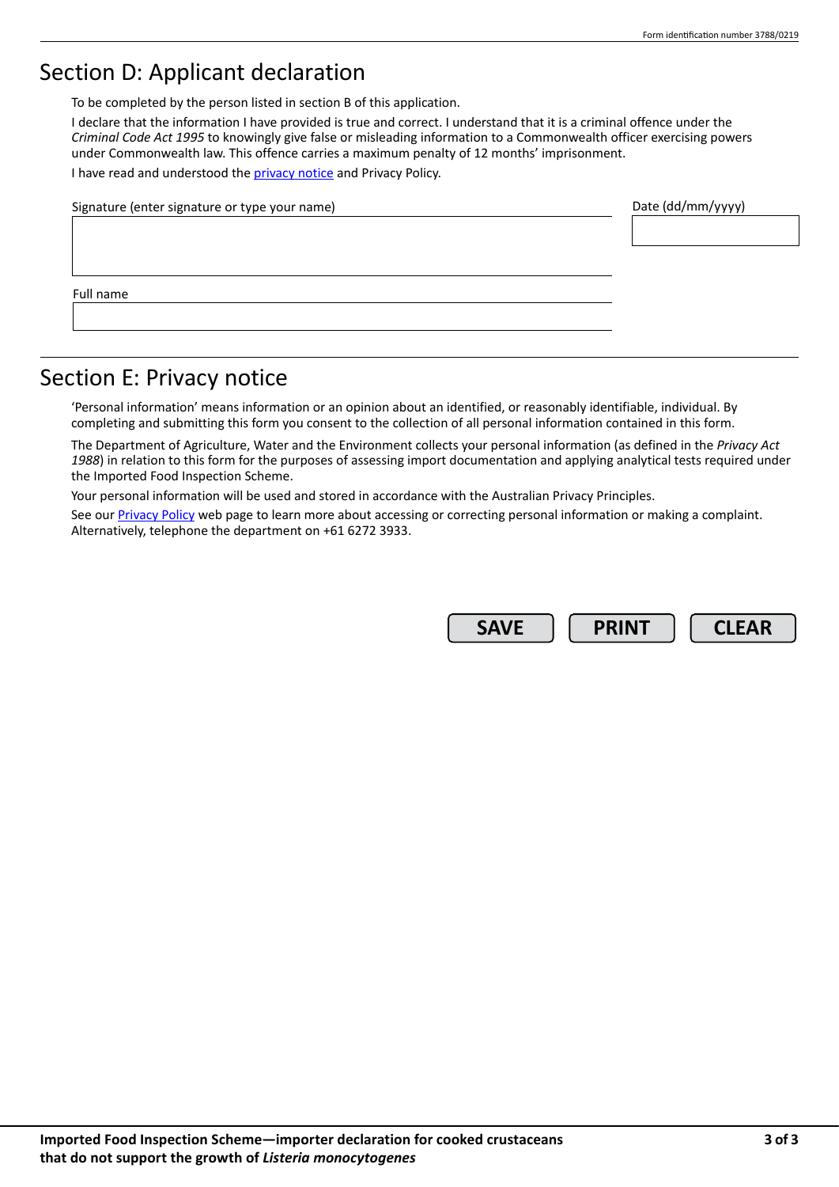## Section D: Applicant declaration

To be completed by the person listed in section B of this application.

I declare that the information I have provided is true and correct. I understand that it is a criminal offence under the *Criminal Code Act 1995* to knowingly give false or misleading information to a Commonwealth officer exercising powers under Commonwealth law. This offence carries a maximum penalty of 12 months' imprisonment.

I have read and understood the privacy notice and Privacy Policy.

Signature (enter signature or type your name)

Date (dd/mm/yyyy)

Full name

## Section E: Privacy notice

'Personal information' means information or an opinion about an identified, or reasonably identifiable, individual. By completing and submitting this form you consent to the collection of all personal information contained in this form.

The Department of Agriculture, Water and the Environment collects your personal information (as defined in the *Privacy Act 1988*) in relation to this form for the purposes of assessing import documentation and applying analytical tests required under the Imported Food Inspection Scheme.

Your personal information will be used and stored in accordance with the Australian Privacy Principles.

See our Privacy Policy web page to learn more about accessing or correcting personal information or making a complaint. Alternatively, telephone the department on +61 6272 3933.

SAVE PRINT CLEAR